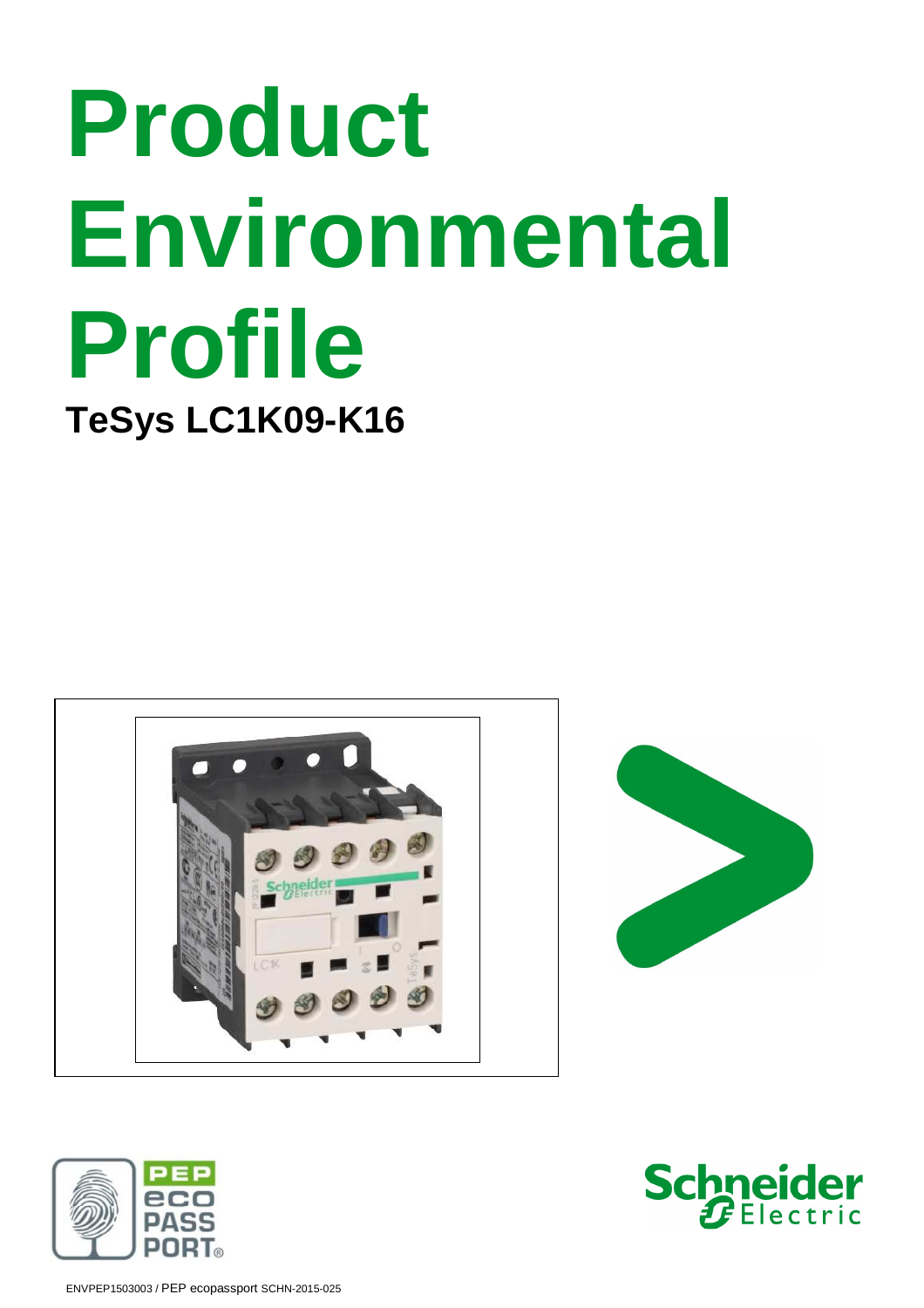# Product Environmental Profile

## TeSys LC1K09-K16

ENVPEP1503003 / PEP ecopassport SCHN-2015-025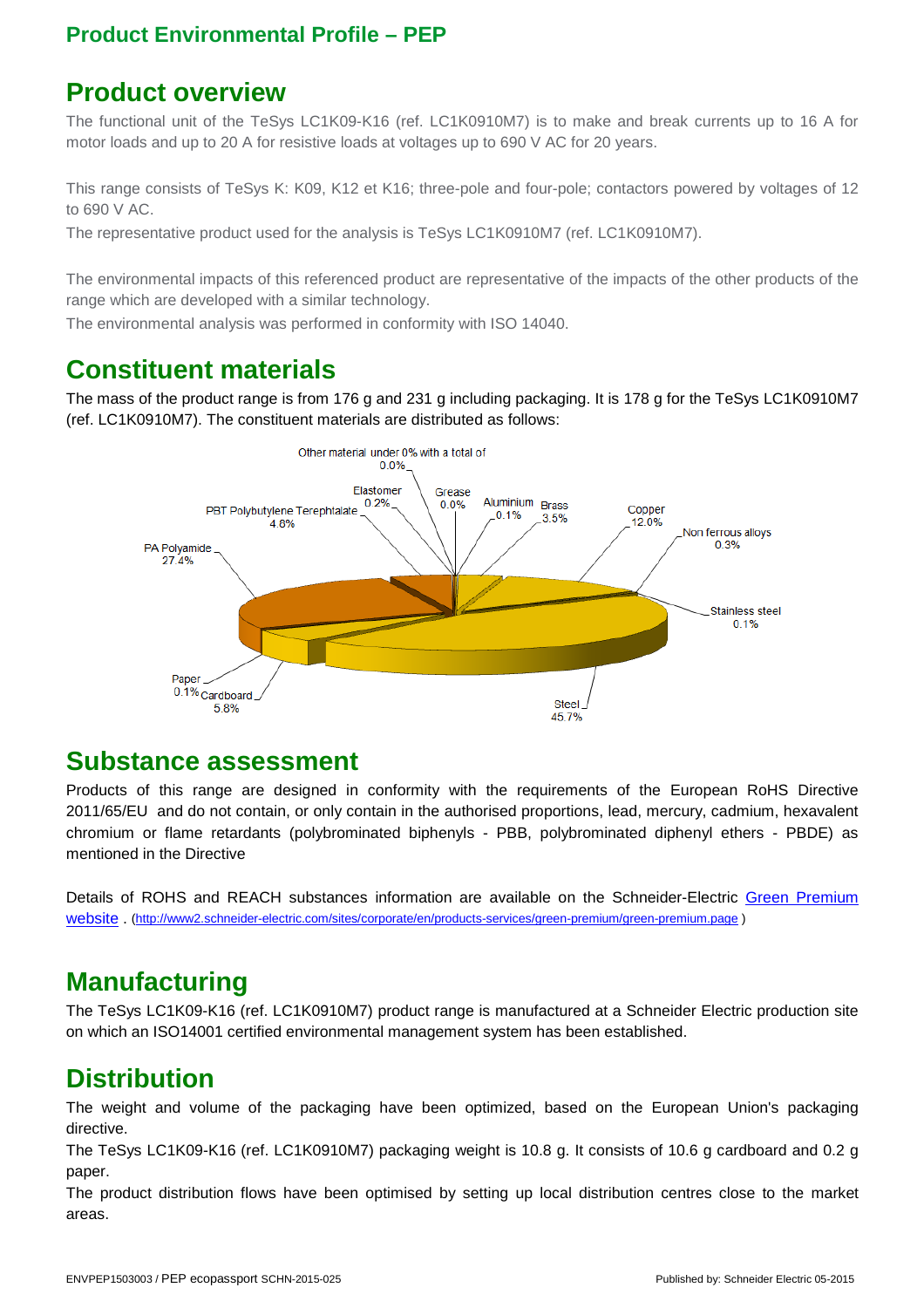## Product Environmental Profile – PEP

# Product overview

The functional unit of the TeSys LC1K09-K16 (ref. LC1K0910M7) is to make and break currents up to 16 A for motor loads and up to 20 A for resistive loads at voltages up to 690 V AC for 20 years.

This range consists of TeSys K: K09, K12 et K16; three-pole and four-pole; contactors powered by voltages of 12 to 690 V AC.

The representative product used for the analysis is TeSys LC1K0910M7 (ref. LC1K0910M7).

The environmental impacts of this referenced product are representative of the impacts of the other products of the range which are developed with a similar technology.

The environmental analysis was performed in conformity with ISO 14040.

# Constituent materials

The mass of the product range is from 176 g and 231 g including packaging. It is 178 g for the TeSys LC1K0910M7 (ref. LC1K0910M7). The constituent materials are distributed as follows:

| Material | Share |
|---|---|
| Steel | 45.7% |
| PA Polyamide | 27.4% |
| Copper | 12.0% |
| Cardboard | 5.8% |
| PBT Polybutylene Terephtalate | 4.6% |
| Brass | 3.5% |
| Non ferrous alloys | 0.3% |
| Elastomer | 0.2% |
| Aluminium | 0.1% |
| Stainless steel | 0.1% |
| Paper | 0.1% |
| Grease | 0.0% |
| Other material under 0% with a total of | 0.0% |

# Substance assessment

Products of this range are designed in conformity with the requirements of the European RoHS Directive 2011/65/EU and do not contain, or only contain in the authorised proportions, lead, mercury, cadmium, hexavalent chromium or flame retardants (polybrominated biphenyls - PBB, polybrominated diphenyl ethers - PBDE) as mentioned in the Directive

Details of ROHS and REACH substances information are available on the Schneider-Electric Green Premium website . (http://www2.schneider-electric.com/sites/corporate/en/products-services/green-premium/green-premium.page )

# Manufacturing

The TeSys LC1K09-K16 (ref. LC1K0910M7) product range is manufactured at a Schneider Electric production site on which an ISO14001 certified environmental management system has been established.

# Distribution

The weight and volume of the packaging have been optimized, based on the European Union's packaging directive.

The TeSys LC1K09-K16 (ref. LC1K0910M7) packaging weight is 10.8 g. It consists of 10.6 g cardboard and 0.2 g paper.

The product distribution flows have been optimised by setting up local distribution centres close to the market areas.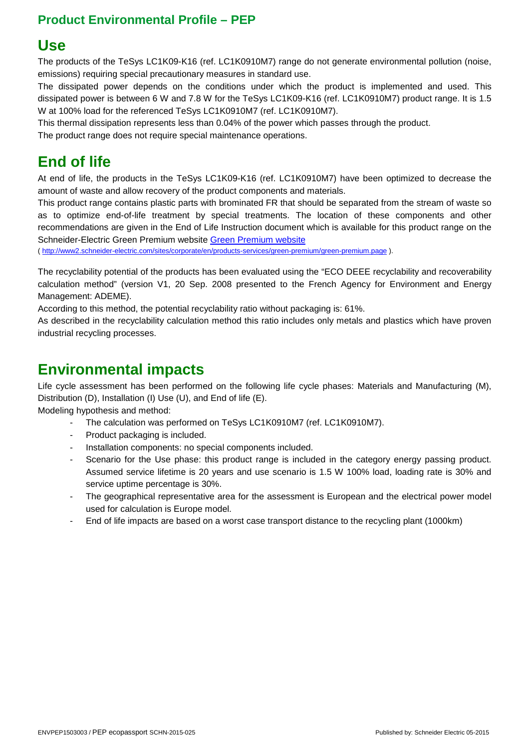## Product Environmental Profile – PEP

# Use

The products of the TeSys LC1K09-K16 (ref. LC1K0910M7) range do not generate environmental pollution (noise, emissions) requiring special precautionary measures in standard use.

The dissipated power depends on the conditions under which the product is implemented and used. This dissipated power is between 6 W and 7.8 W for the TeSys LC1K09-K16 (ref. LC1K0910M7) product range. It is 1.5 W at 100% load for the referenced TeSys LC1K0910M7 (ref. LC1K0910M7).

This thermal dissipation represents less than 0.04% of the power which passes through the product.

The product range does not require special maintenance operations.

# End of life

At end of life, the products in the TeSys LC1K09-K16 (ref. LC1K0910M7) have been optimized to decrease the amount of waste and allow recovery of the product components and materials.

This product range contains plastic parts with brominated FR that should be separated from the stream of waste so as to optimize end-of-life treatment by special treatments. The location of these components and other recommendations are given in the End of Life Instruction document which is available for this product range on the Schneider-Electric Green Premium website [Green Premium website](http://www2.schneider-electric.com/sites/corporate/en/products-services/green-premium/green-premium.page)

( http://www2.schneider-electric.com/sites/corporate/en/products-services/green-premium/green-premium.page ).

The recyclability potential of the products has been evaluated using the "ECO DEEE recyclability and recoverability calculation method" (version V1, 20 Sep. 2008 presented to the French Agency for Environment and Energy Management: ADEME).

According to this method, the potential recyclability ratio without packaging is: 61%.

As described in the recyclability calculation method this ratio includes only metals and plastics which have proven industrial recycling processes.

# Environmental impacts

Life cycle assessment has been performed on the following life cycle phases: Materials and Manufacturing (M), Distribution (D), Installation (I) Use (U), and End of life (E).

Modeling hypothesis and method:

- The calculation was performed on TeSys LC1K0910M7 (ref. LC1K0910M7).
- Product packaging is included.
- Installation components: no special components included.
- Scenario for the Use phase: this product range is included in the category energy passing product. Assumed service lifetime is 20 years and use scenario is 1.5 W 100% load, loading rate is 30% and service uptime percentage is 30%.
- The geographical representative area for the assessment is European and the electrical power model used for calculation is Europe model.
- End of life impacts are based on a worst case transport distance to the recycling plant (1000km)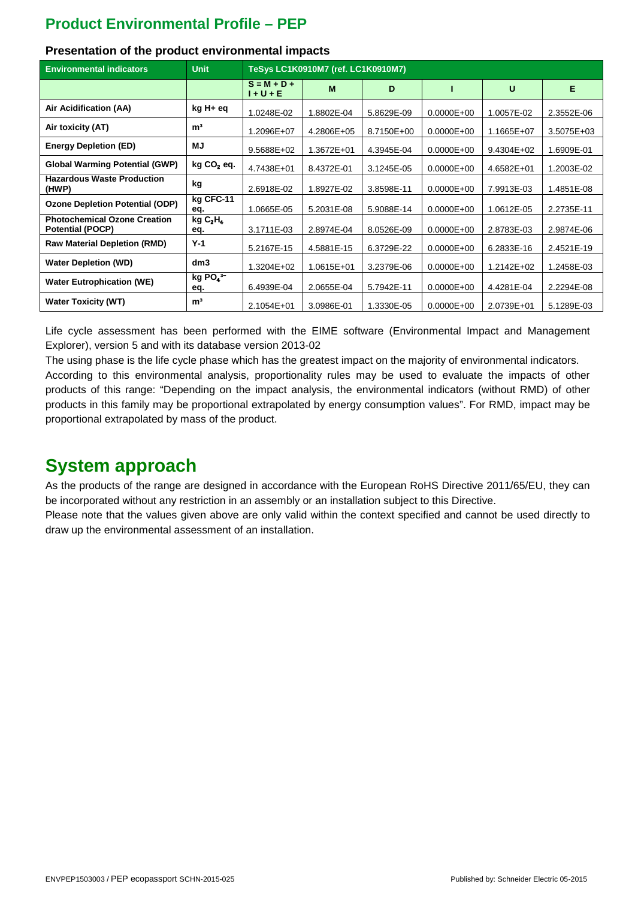# Product Environmental Profile – PEP

### Presentation of the product environmental impacts

| Environmental indicators | Unit | TeSys LC1K0910M7 (ref. LC1K0910M7) | | | | | |
|---|---|---|---|---|---|---|---|
| | | S = M + D + I + U + E | M | D | I | U | E |
| Air Acidification (AA) | kg H+ eq | 1.0248E-02 | 1.8802E-04 | 5.8629E-09 | 0.0000E+00 | 1.0057E-02 | 2.3552E-06 |
| Air toxicity (AT) | m³ | 1.2096E+07 | 4.2806E+05 | 8.7150E+00 | 0.0000E+00 | 1.1665E+07 | 3.5075E+03 |
| Energy Depletion (ED) | MJ | 9.5688E+02 | 1.3672E+01 | 4.3945E-04 | 0.0000E+00 | 9.4304E+02 | 1.6909E-01 |
| Global Warming Potential (GWP) | kg $CO_2$ eq. | 4.7438E+01 | 8.4372E-01 | 3.1245E-05 | 0.0000E+00 | 4.6582E+01 | 1.2003E-02 |
| Hazardous Waste Production (HWP) | kg | 2.6918E-02 | 1.8927E-02 | 3.8598E-11 | 0.0000E+00 | 7.9913E-03 | 1.4851E-08 |
| Ozone Depletion Potential (ODP) | kg CFC-11 eq. | 1.0665E-05 | 5.2031E-08 | 5.9088E-14 | 0.0000E+00 | 1.0612E-05 | 2.2735E-11 |
| Photochemical Ozone Creation Potential (POCP) | kg $C_2H_4$ eq. | 3.1711E-03 | 2.8974E-04 | 8.0526E-09 | 0.0000E+00 | 2.8783E-03 | 2.9874E-06 |
| Raw Material Depletion (RMD) | Y-1 | 5.2167E-15 | 4.5881E-15 | 6.3729E-22 | 0.0000E+00 | 6.2833E-16 | 2.4521E-19 |
| Water Depletion (WD) | dm3 | 1.3204E+02 | 1.0615E+01 | 3.2379E-06 | 0.0000E+00 | 1.2142E+02 | 1.2458E-03 |
| Water Eutrophication (WE) | kg $PO_4^{3-}$ eq. | 6.4939E-04 | 2.0655E-04 | 5.7942E-11 | 0.0000E+00 | 4.4281E-04 | 2.2294E-08 |
| Water Toxicity (WT) | m³ | 2.1054E+01 | 3.0986E-01 | 1.3330E-05 | 0.0000E+00 | 2.0739E+01 | 5.1289E-03 |

Life cycle assessment has been performed with the EIME software (Environmental Impact and Management Explorer), version 5 and with its database version 2013-02

The using phase is the life cycle phase which has the greatest impact on the majority of environmental indicators.

According to this environmental analysis, proportionality rules may be used to evaluate the impacts of other products of this range: "Depending on the impact analysis, the environmental indicators (without RMD) of other products in this family may be proportional extrapolated by energy consumption values". For RMD, impact may be proportional extrapolated by mass of the product.

# System approach

As the products of the range are designed in accordance with the European RoHS Directive 2011/65/EU, they can be incorporated without any restriction in an assembly or an installation subject to this Directive.

Please note that the values given above are only valid within the context specified and cannot be used directly to draw up the environmental assessment of an installation.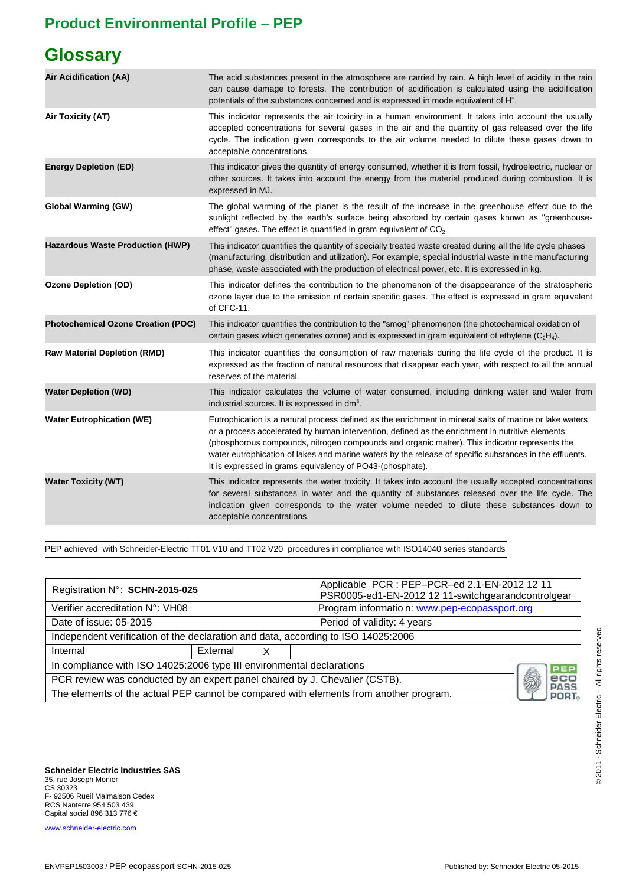# Product Environmental Profile – PEP

## Glossary

| | |
|---|---|
| **Air Acidification (AA)** | The acid substances present in the atmosphere are carried by rain. A high level of acidity in the rain can cause damage to forests. The contribution of acidification is calculated using the acidification potentials of the substances concerned and is expressed in mode equivalent of $H^+$. |
| **Air Toxicity (AT)** | This indicator represents the air toxicity in a human environment. It takes into account the usually accepted concentrations for several gases in the air and the quantity of gas released over the life cycle. The indication given corresponds to the air volume needed to dilute these gases down to acceptable concentrations. |
| **Energy Depletion (ED)** | This indicator gives the quantity of energy consumed, whether it is from fossil, hydroelectric, nuclear or other sources. It takes into account the energy from the material produced during combustion. It is expressed in MJ. |
| **Global Warming (GW)** | The global warming of the planet is the result of the increase in the greenhouse effect due to the sunlight reflected by the earth's surface being absorbed by certain gases known as "greenhouse-effect" gases. The effect is quantified in gram equivalent of $CO_2$. |
| **Hazardous Waste Production (HWP)** | This indicator quantifies the quantity of specially treated waste created during all the life cycle phases (manufacturing, distribution and utilization). For example, special industrial waste in the manufacturing phase, waste associated with the production of electrical power, etc. It is expressed in kg. |
| **Ozone Depletion (OD)** | This indicator defines the contribution to the phenomenon of the disappearance of the stratospheric ozone layer due to the emission of certain specific gases. The effect is expressed in gram equivalent of CFC-11. |
| **Photochemical Ozone Creation (POC)** | This indicator quantifies the contribution to the "smog" phenomenon (the photochemical oxidation of certain gases which generates ozone) and is expressed in gram equivalent of ethylene ($C_2H_4$). |
| **Raw Material Depletion (RMD)** | This indicator quantifies the consumption of raw materials during the life cycle of the product. It is expressed as the fraction of natural resources that disappear each year, with respect to all the annual reserves of the material. |
| **Water Depletion (WD)** | This indicator calculates the volume of water consumed, including drinking water and water from industrial sources. It is expressed in $dm^3$. |
| **Water Eutrophication (WE)** | Eutrophication is a natural process defined as the enrichment in mineral salts of marine or lake waters or a process accelerated by human intervention, defined as the enrichment in nutritive elements (phosphorous compounds, nitrogen compounds and organic matter). This indicator represents the water eutrophication of lakes and marine waters by the release of specific substances in the effluents. It is expressed in grams equivalency of PO43-(phosphate). |
| **Water Toxicity (WT)** | This indicator represents the water toxicity. It takes into account the usually accepted concentrations for several substances in water and the quantity of substances released over the life cycle. The indication given corresponds to the water volume needed to dilute these substances down to acceptable concentrations. |

PEP achieved with Schneider-Electric TT01 V10 and TT02 V20 procedures in compliance with ISO14040 series standards

| | | | | |
|---|---|---|---|---|
| Registration N°: **SCHN-2015-025** | | | | Applicable PCR : PEP–PCR–ed 2.1-EN-2012 12 11<br>PSR0005-ed1-EN-2012 12 11-switchgearandcontrolgear |
| Verifier accreditation N°: VH08 | | | | Program informatio n: www.pep-ecopassport.org |
| Date of issue: 05-2015 | | | | Period of validity: 4 years |
| Independent verification of the declaration and data, according to ISO 14025:2006 | | | | |
| Internal | | External | X | |
| In compliance with ISO 14025:2006 type III environmental declarations | | | | PEP eco PASS PORT |
| PCR review was conducted by an expert panel chaired by J. Chevalier (CSTB). | | | | |
| The elements of the actual PEP cannot be compared with elements from another program. | | | | |

**Schneider Electric Industries SAS**
35, rue Joseph Monier
CS 30323
F- 92506 Rueil Malmaison Cedex
RCS Nanterre 954 503 439
Capital social 896 313 776 €

www.schneider-electric.com

© 2011 - Schneider Electric – All rights reserved

ENVPEP1503003 / PEP ecopassport SCHN-2015-025

Published by: Schneider Electric 05-2015